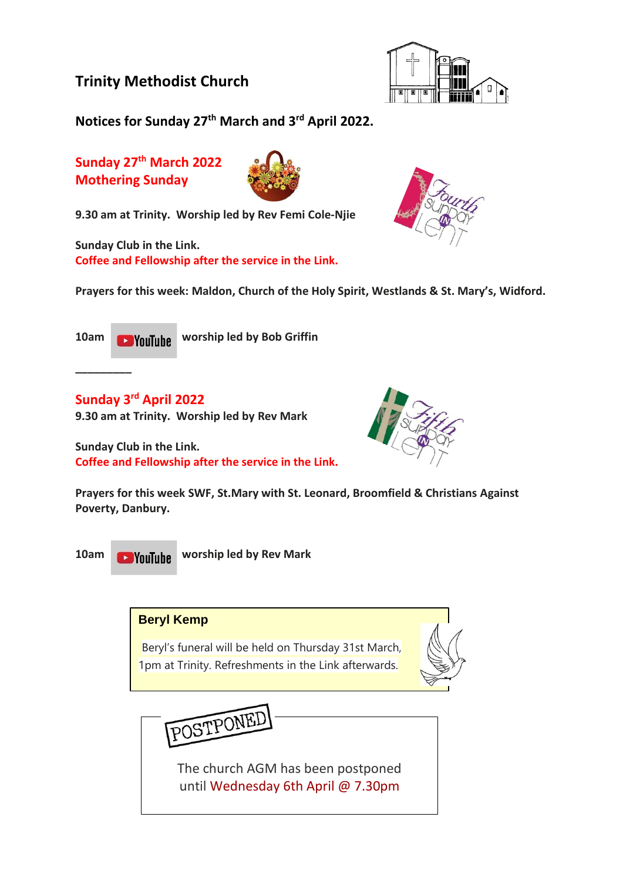# Trinity Methodist Church

**Notices for Sunday 27th March and 3rd April 2022.**

## Sunday 27th March 2022
## Mothering Sunday

**9.30 am at Trinity. Worship led by Rev Femi Cole-Njie**

**Sunday Club in the Link.**
**Coffee and Fellowship after the service in the Link.**

**Prayers for this week: Maldon, Church of the Holy Spirit, Westlands & St. Mary's, Widford.**

**10am** YouTube **worship led by Bob Griffin**

---

## Sunday 3rd April 2022

**9.30 am at Trinity. Worship led by Rev Mark**

**Sunday Club in the Link.**
**Coffee and Fellowship after the service in the Link.**

**Prayers for this week SWF, St.Mary with St. Leonard, Broomfield & Christians Against Poverty, Danbury.**

**10am** YouTube **worship led by Rev Mark**

**Beryl Kemp**

Beryl's funeral will be held on Thursday 31st March, 1pm at Trinity. Refreshments in the Link afterwards.

POSTPONED

The church AGM has been postponed until Wednesday 6th April @ 7.30pm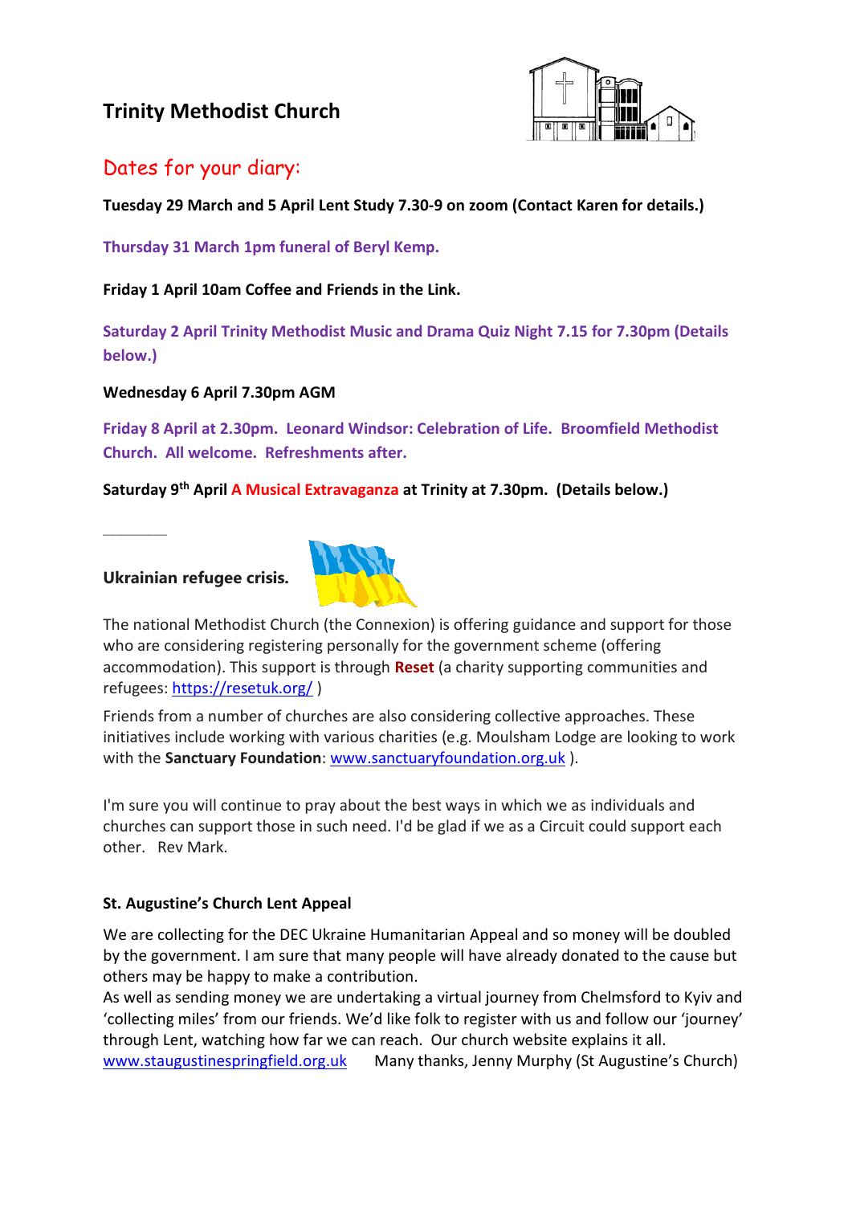## Trinity Methodist Church

## Dates for your diary:

**Tuesday 29 March and 5 April Lent Study 7.30-9 on zoom (Contact Karen for details.)**

**Thursday 31 March 1pm funeral of Beryl Kemp.**

**Friday 1 April 10am Coffee and Friends in the Link.**

**Saturday 2 April Trinity Methodist Music and Drama Quiz Night 7.15 for 7.30pm (Details below.)**

**Wednesday 6 April 7.30pm AGM**

**Friday 8 April at 2.30pm. Leonard Windsor: Celebration of Life. Broomfield Methodist Church. All welcome. Refreshments after.**

**Saturday 9th April A Musical Extravaganza at Trinity at 7.30pm. (Details below.)**

---

**Ukrainian refugee crisis.**

The national Methodist Church (the Connexion) is offering guidance and support for those who are considering registering personally for the government scheme (offering accommodation). This support is through **Reset** (a charity supporting communities and refugees: https://resetuk.org/ )

Friends from a number of churches are also considering collective approaches. These initiatives include working with various charities (e.g. Moulsham Lodge are looking to work with the **Sanctuary Foundation**: www.sanctuaryfoundation.org.uk ).

I'm sure you will continue to pray about the best ways in which we as individuals and churches can support those in such need. I'd be glad if we as a Circuit could support each other. Rev Mark.

**St. Augustine's Church Lent Appeal**

We are collecting for the DEC Ukraine Humanitarian Appeal and so money will be doubled by the government. I am sure that many people will have already donated to the cause but others may be happy to make a contribution.
As well as sending money we are undertaking a virtual journey from Chelmsford to Kyiv and 'collecting miles' from our friends. We'd like folk to register with us and follow our 'journey' through Lent, watching how far we can reach. Our church website explains it all.
www.staugustinespringfield.org.uk Many thanks, Jenny Murphy (St Augustine's Church)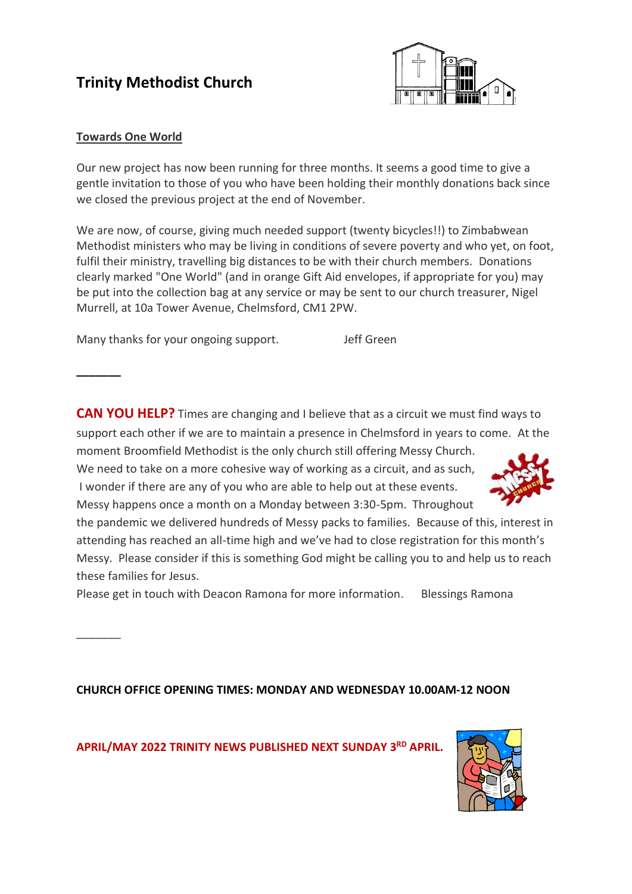# Trinity Methodist Church

## Towards One World

Our new project has now been running for three months. It seems a good time to give a gentle invitation to those of you who have been holding their monthly donations back since we closed the previous project at the end of November.

We are now, of course, giving much needed support (twenty bicycles!!) to Zimbabwean Methodist ministers who may be living in conditions of severe poverty and who yet, on foot, fulfil their ministry, travelling big distances to be with their church members. Donations clearly marked "One World" (and in orange Gift Aid envelopes, if appropriate for you) may be put into the collection bag at any service or may be sent to our church treasurer, Nigel Murrell, at 10a Tower Avenue, Chelmsford, CM1 2PW.

Many thanks for your ongoing support. Jeff Green

---

**CAN YOU HELP?** Times are changing and I believe that as a circuit we must find ways to support each other if we are to maintain a presence in Chelmsford in years to come. At the moment Broomfield Methodist is the only church still offering Messy Church. We need to take on a more cohesive way of working as a circuit, and as such, I wonder if there are any of you who are able to help out at these events. Messy happens once a month on a Monday between 3:30-5pm. Throughout the pandemic we delivered hundreds of Messy packs to families. Because of this, interest in attending has reached an all-time high and we've had to close registration for this month's Messy. Please consider if this is something God might be calling you to and help us to reach these families for Jesus.

Please get in touch with Deacon Ramona for more information. Blessings Ramona

---

**CHURCH OFFICE OPENING TIMES: MONDAY AND WEDNESDAY 10.00AM-12 NOON**

**APRIL/MAY 2022 TRINITY NEWS PUBLISHED NEXT SUNDAY 3RD APRIL.**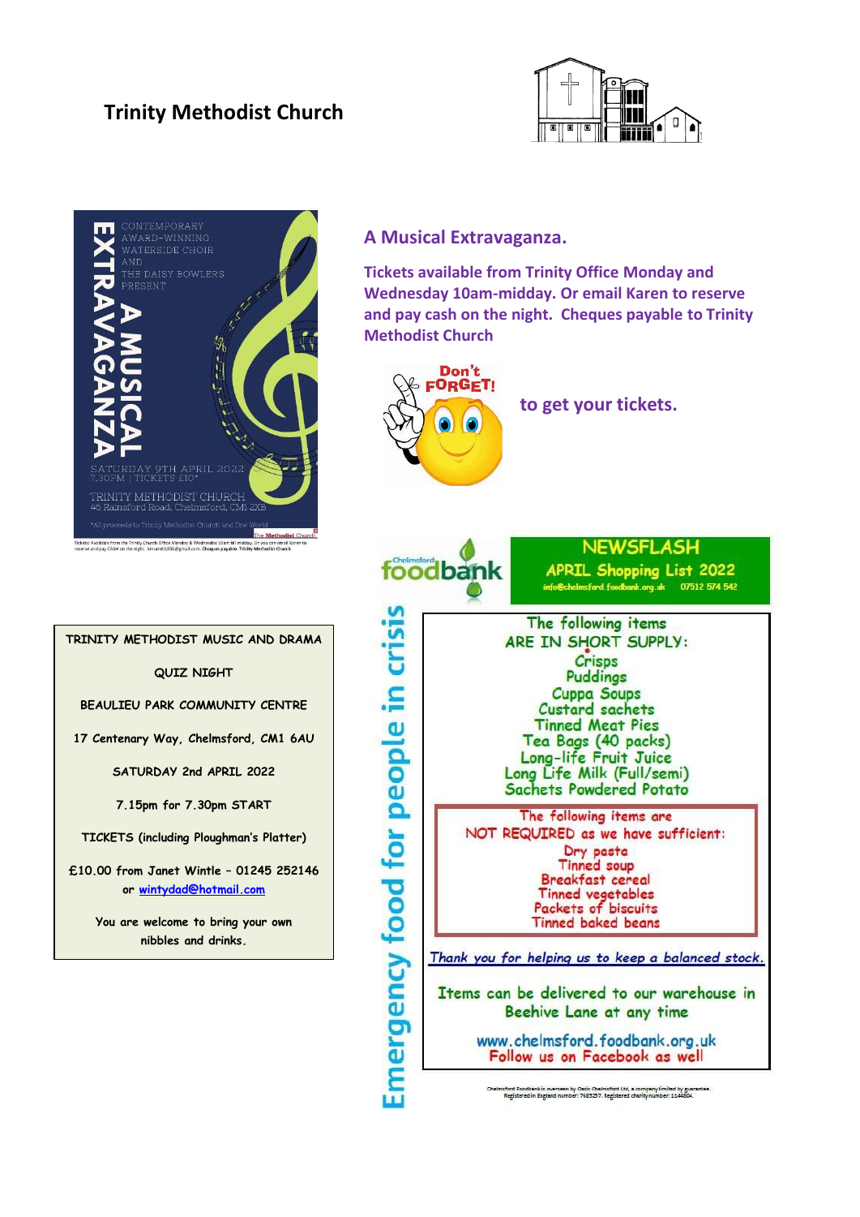# Trinity Methodist Church

CONTEMPORARY AWARD-WINNING WATERSIDE CHOIR AND THE DAISY BOWLERS PRESENT

**A MUSICAL EXTRAVAGANZA**

SATURDAY 9TH APRIL 2022
7.30PM | TICKETS £10*

TRINITY METHODIST CHURCH
46 Rainsford Road, Chelmsford, CM1 2XB

*All proceeds to Trinity Methodist Church and One World

Tickets Available from the Trinity Church Office Monday & Wednesday 10am till midday. Or you can email Karen to reserve and pay CASH on the night. Cheques payable: Trinity Methodist Church

## A Musical Extravaganza.

**Tickets available from Trinity Office Monday and Wednesday 10am-midday. Or email Karen to reserve and pay cash on the night. Cheques payable to Trinity Methodist Church**

Don't FORGET!

**to get your tickets.**

---

TRINITY METHODIST MUSIC AND DRAMA

QUIZ NIGHT

BEAULIEU PARK COMMUNITY CENTRE

17 Centenary Way, Chelmsford, CM1 6AU

SATURDAY 2nd APRIL 2022

7.15pm for 7.30pm START

TICKETS (including Ploughman's Platter)

£10.00 from Janet Wintle – 01245 252146 or wintydad@hotmail.com

You are welcome to bring your own nibbles and drinks.

---

Chelmsford foodbank

Emergency food for people in crisis

**NEWSFLASH**

**APRIL Shopping List 2022**

info@chelmsford.foodbank.org.uk 07512 574 542

The following items ARE IN SHORT SUPPLY:

- Crisps
- Puddings
- Cuppa Soups
- Custard sachets
- Tinned Meat Pies
- Tea Bags (40 packs)
- Long-life Fruit Juice
- Long Life Milk (Full/semi)
- Sachets Powdered Potato

The following items are NOT REQUIRED as we have sufficient:

- Dry pasta
- Tinned soup
- Breakfast cereal
- Tinned vegetables
- Packets of biscuits
- Tinned baked beans

*Thank you for helping us to keep a balanced stock.*

Items can be delivered to our warehouse in Beehive Lane at any time

www.chelmsford.foodbank.org.uk
Follow us on Facebook as well

Chelmsford Foodbank is overseen by Oasis Chelmsford Ltd, a company limited by guarantee. Registered in England number: 7685257. Registered charity number: 1144804.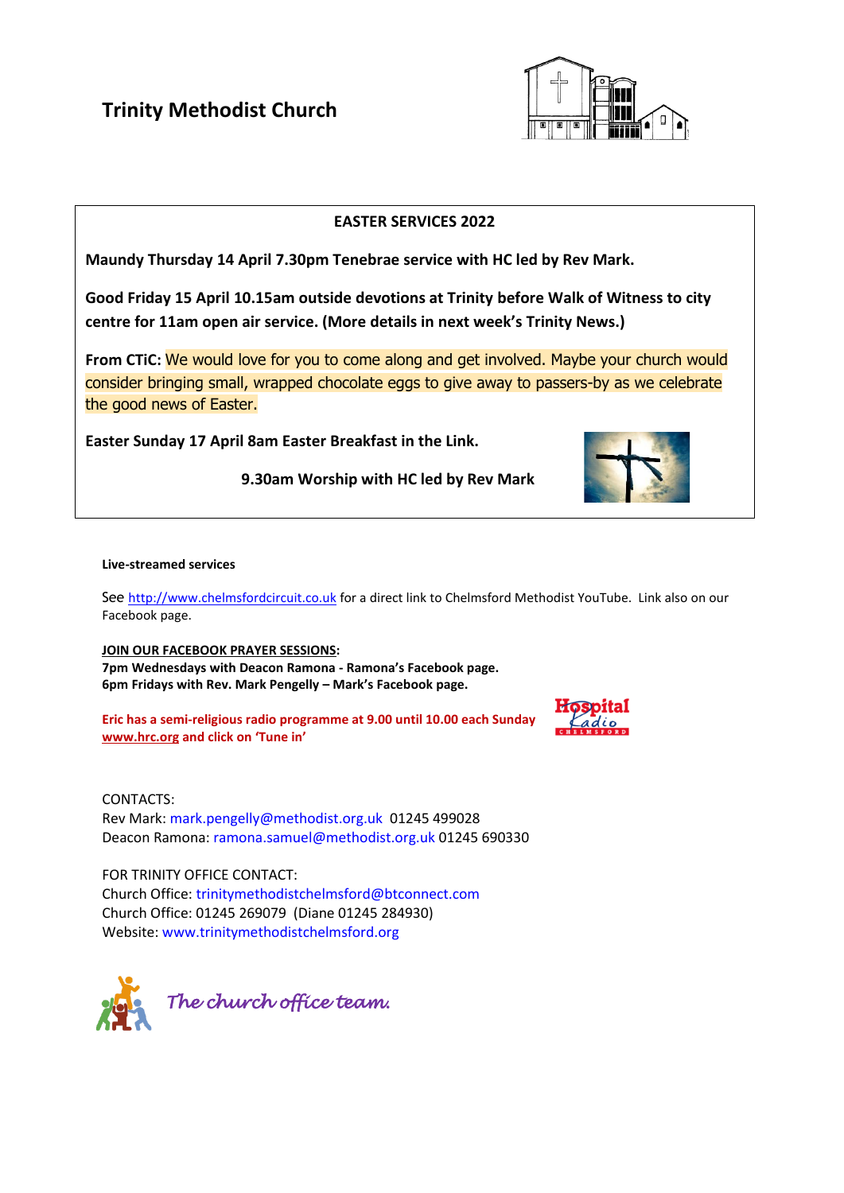# Trinity Methodist Church

**EASTER SERVICES 2022**

**Maundy Thursday 14 April 7.30pm Tenebrae service with HC led by Rev Mark.**

**Good Friday 15 April 10.15am outside devotions at Trinity before Walk of Witness to city centre for 11am open air service. (More details in next week's Trinity News.)**

**From CTiC:** We would love for you to come along and get involved. Maybe your church would consider bringing small, wrapped chocolate eggs to give away to passers-by as we celebrate the good news of Easter.

**Easter Sunday 17 April 8am Easter Breakfast in the Link.**

**9.30am Worship with HC led by Rev Mark**

**Live-streamed services**

See http://www.chelmsfordcircuit.co.uk for a direct link to Chelmsford Methodist YouTube. Link also on our Facebook page.

**JOIN OUR FACEBOOK PRAYER SESSIONS:**
**7pm Wednesdays with Deacon Ramona - Ramona's Facebook page.**
**6pm Fridays with Rev. Mark Pengelly – Mark's Facebook page.**

**Eric has a semi-religious radio programme at 9.00 until 10.00 each Sunday www.hrc.org and click on 'Tune in'**

Hospital Radio CHELMSFORD

CONTACTS:
Rev Mark: mark.pengelly@methodist.org.uk 01245 499028
Deacon Ramona: ramona.samuel@methodist.org.uk 01245 690330

FOR TRINITY OFFICE CONTACT:
Church Office: trinitymethodistchelmsford@btconnect.com
Church Office: 01245 269079 (Diane 01245 284930)
Website: www.trinitymethodistchelmsford.org

*The church office team.*